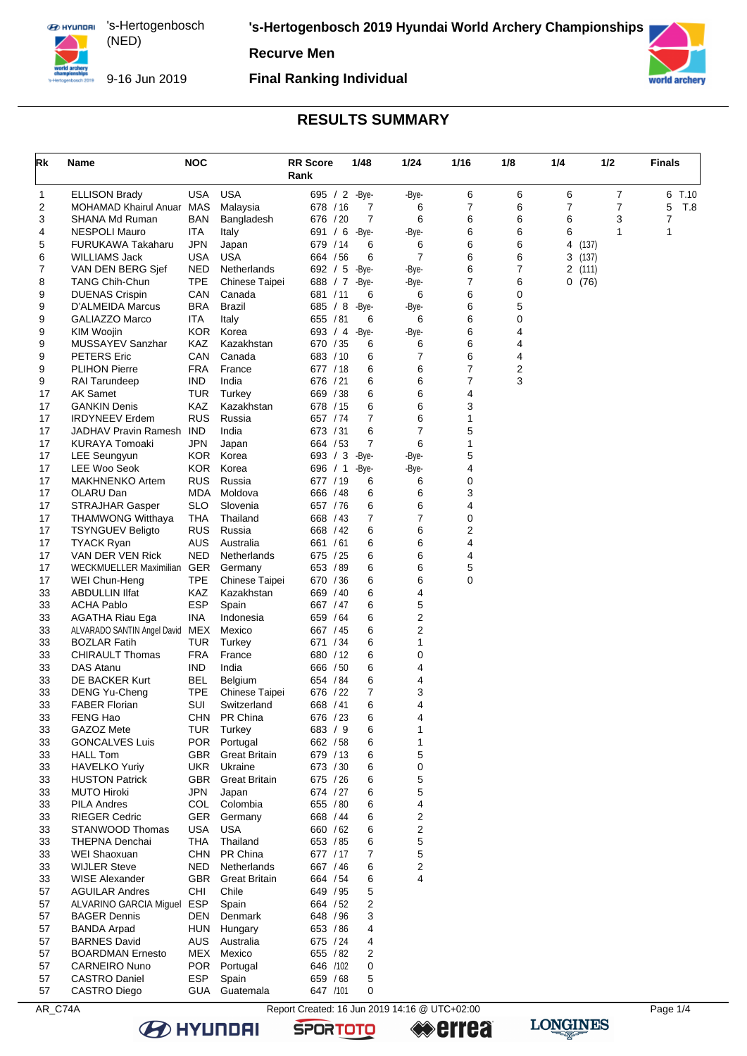# 's-Hertogenbosch 2019 Hyundai World Archery Championships

's-Hertogenbosch (NED)

9-16 Jun 2019

## Recurve Men

## Final Ranking Individual

## RESULTS SUMMARY

| Rk | Name | NOC | | RR Score Rank | 1/48 | 1/24 | 1/16 | 1/8 | 1/4 | 1/2 | Finals |
|---|---|---|---|---|---|---|---|---|---|---|---|
| 1 | ELLISON Brady | USA | USA | 695 / 2 | -Bye- | -Bye- | 6 | 6 | 6 | 7 | 6 T.10 |
| 2 | MOHAMAD Khairul Anuar | MAS | Malaysia | 678 / 16 | 7 | 6 | 7 | 6 | 7 | 7 | 5 T.8 |
| 3 | SHANA Md Ruman | BAN | Bangladesh | 676 / 20 | 7 | 6 | 6 | 6 | 6 | 3 | 7 |
| 4 | NESPOLI Mauro | ITA | Italy | 691 / 6 | -Bye- | -Bye- | 6 | 6 | 6 | 1 | 1 |
| 5 | FURUKAWA Takaharu | JPN | Japan | 679 / 14 | 6 | 6 | 6 | 6 | 4 (137) | | |
| 6 | WILLIAMS Jack | USA | USA | 664 / 56 | 6 | 7 | 6 | 6 | 3 (137) | | |
| 7 | VAN DEN BERG Sjef | NED | Netherlands | 692 / 5 | -Bye- | -Bye- | 6 | 7 | 2 (111) | | |
| 8 | TANG Chih-Chun | TPE | Chinese Taipei | 688 / 7 | -Bye- | -Bye- | 7 | 6 | 0 (76) | | |
| 9 | DUENAS Crispin | CAN | Canada | 681 / 11 | 6 | 6 | 6 | 0 | | | |
| 9 | D'ALMEIDA Marcus | BRA | Brazil | 685 / 8 | -Bye- | -Bye- | 6 | 5 | | | |
| 9 | GALIAZZO Marco | ITA | Italy | 655 / 81 | 6 | 6 | 6 | 0 | | | |
| 9 | KIM Woojin | KOR | Korea | 693 / 4 | -Bye- | -Bye- | 6 | 4 | | | |
| 9 | MUSSAYEV Sanzhar | KAZ | Kazakhstan | 670 / 35 | 6 | 6 | 6 | 4 | | | |
| 9 | PETERS Eric | CAN | Canada | 683 / 10 | 6 | 7 | 6 | 4 | | | |
| 9 | PLIHON Pierre | FRA | France | 677 / 18 | 6 | 6 | 7 | 2 | | | |
| 9 | RAI Tarundeep | IND | India | 676 / 21 | 6 | 6 | 7 | 3 | | | |
| 17 | AK Samet | TUR | Turkey | 669 / 38 | 6 | 6 | 4 | | | | |
| 17 | GANKIN Denis | KAZ | Kazakhstan | 678 / 15 | 6 | 6 | 3 | | | | |
| 17 | IRDYNEEV Erdem | RUS | Russia | 657 / 74 | 7 | 6 | 1 | | | | |
| 17 | JADHAV Pravin Ramesh | IND | India | 673 / 31 | 6 | 7 | 5 | | | | |
| 17 | KURAYA Tomoaki | JPN | Japan | 664 / 53 | 7 | 6 | 1 | | | | |
| 17 | LEE Seungyun | KOR | Korea | 693 / 3 | -Bye- | -Bye- | 5 | | | | |
| 17 | LEE Woo Seok | KOR | Korea | 696 / 1 | -Bye- | -Bye- | 4 | | | | |
| 17 | MAKHNENKO Artem | RUS | Russia | 677 / 19 | 6 | 6 | 0 | | | | |
| 17 | OLARU Dan | MDA | Moldova | 666 / 48 | 6 | 6 | 3 | | | | |
| 17 | STRAJHAR Gasper | SLO | Slovenia | 657 / 76 | 6 | 6 | 4 | | | | |
| 17 | THAMWONG Witthaya | THA | Thailand | 668 / 43 | 7 | 7 | 0 | | | | |
| 17 | TSYNGUEV Beligto | RUS | Russia | 668 / 42 | 6 | 6 | 2 | | | | |
| 17 | TYACK Ryan | AUS | Australia | 661 / 61 | 6 | 6 | 4 | | | | |
| 17 | VAN DER VEN Rick | NED | Netherlands | 675 / 25 | 6 | 6 | 4 | | | | |
| 17 | WECKMUELLER Maximilian | GER | Germany | 653 / 89 | 6 | 6 | 5 | | | | |
| 17 | WEI Chun-Heng | TPE | Chinese Taipei | 670 / 36 | 6 | 6 | 0 | | | | |
| 33 | ABDULLIN Ilfat | KAZ | Kazakhstan | 669 / 40 | 6 | 4 | | | | | |
| 33 | ACHA Pablo | ESP | Spain | 667 / 47 | 6 | 5 | | | | | |
| 33 | AGATHA Riau Ega | INA | Indonesia | 659 / 64 | 6 | 2 | | | | | |
| 33 | ALVARADO SANTIN Angel David | MEX | Mexico | 667 / 45 | 6 | 2 | | | | | |
| 33 | BOZLAR Fatih | TUR | Turkey | 671 / 34 | 6 | 1 | | | | | |
| 33 | CHIRAULT Thomas | FRA | France | 680 / 12 | 6 | 0 | | | | | |
| 33 | DAS Atanu | IND | India | 666 / 50 | 6 | 4 | | | | | |
| 33 | DE BACKER Kurt | BEL | Belgium | 654 / 84 | 6 | 4 | | | | | |
| 33 | DENG Yu-Cheng | TPE | Chinese Taipei | 676 / 22 | 7 | 3 | | | | | |
| 33 | FABER Florian | SUI | Switzerland | 668 / 41 | 6 | 4 | | | | | |
| 33 | FENG Hao | CHN | PR China | 676 / 23 | 6 | 4 | | | | | |
| 33 | GAZOZ Mete | TUR | Turkey | 683 / 9 | 6 | 1 | | | | | |
| 33 | GONCALVES Luis | POR | Portugal | 662 / 58 | 6 | 1 | | | | | |
| 33 | HALL Tom | GBR | Great Britain | 679 / 13 | 6 | 5 | | | | | |
| 33 | HAVELKO Yuriy | UKR | Ukraine | 673 / 30 | 6 | 0 | | | | | |
| 33 | HUSTON Patrick | GBR | Great Britain | 675 / 26 | 6 | 5 | | | | | |
| 33 | MUTO Hiroki | JPN | Japan | 674 / 27 | 6 | 5 | | | | | |
| 33 | PILA Andres | COL | Colombia | 655 / 80 | 6 | 4 | | | | | |
| 33 | RIEGER Cedric | GER | Germany | 668 / 44 | 6 | 2 | | | | | |
| 33 | STANWOOD Thomas | USA | USA | 660 / 62 | 6 | 2 | | | | | |
| 33 | THEPNA Denchai | THA | Thailand | 653 / 85 | 6 | 5 | | | | | |
| 33 | WEI Shaoxuan | CHN | PR China | 677 / 17 | 7 | 5 | | | | | |
| 33 | WIJLER Steve | NED | Netherlands | 667 / 46 | 6 | 2 | | | | | |
| 33 | WISE Alexander | GBR | Great Britain | 664 / 54 | 6 | 4 | | | | | |
| 57 | AGUILAR Andres | CHI | Chile | 649 / 95 | 5 | | | | | | |
| 57 | ALVARINO GARCIA Miguel | ESP | Spain | 664 / 52 | 2 | | | | | | |
| 57 | BAGER Dennis | DEN | Denmark | 648 / 96 | 3 | | | | | | |
| 57 | BANDA Arpad | HUN | Hungary | 653 / 86 | 4 | | | | | | |
| 57 | BARNES David | AUS | Australia | 675 / 24 | 4 | | | | | | |
| 57 | BOARDMAN Ernesto | MEX | Mexico | 655 / 82 | 2 | | | | | | |
| 57 | CARNEIRO Nuno | POR | Portugal | 646 /102 | 0 | | | | | | |
| 57 | CASTRO Daniel | ESP | Spain | 659 / 68 | 5 | | | | | | |
| 57 | CASTRO Diego | GUA | Guatemala | 647 /101 | 0 | | | | | | |

AR_C74A Report Created: 16 Jun 2019 14:16 @ UTC+02:00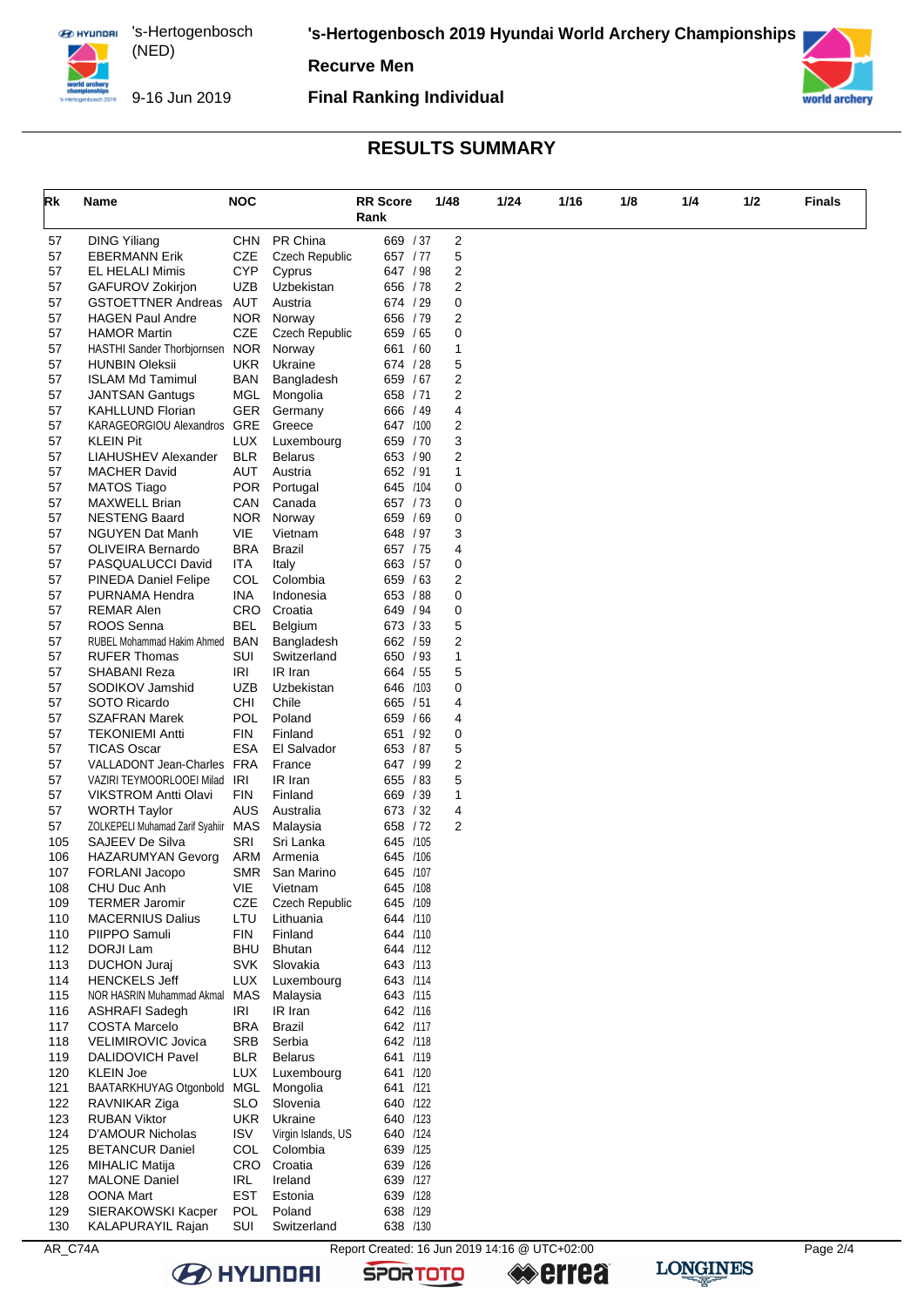's-Hertogenbosch (NED)

9-16 Jun 2019

# 's-Hertogenbosch 2019 Hyundai World Archery Championships

## Recurve Men

## Final Ranking Individual

## RESULTS SUMMARY

| Rk | Name | NOC | | RR Score Rank | 1/48 | 1/24 | 1/16 | 1/8 | 1/4 | 1/2 | Finals |
|---|---|---|---|---|---|---|---|---|---|---|---|
| 57 | DING Yiliang | CHN | PR China | 669 / 37 | 2 | | | | | | |
| 57 | EBERMANN Erik | CZE | Czech Republic | 657 / 77 | 5 | | | | | | |
| 57 | EL HELALI Mimis | CYP | Cyprus | 647 / 98 | 2 | | | | | | |
| 57 | GAFUROV Zokirjon | UZB | Uzbekistan | 656 / 78 | 2 | | | | | | |
| 57 | GSTOETTNER Andreas | AUT | Austria | 674 / 29 | 0 | | | | | | |
| 57 | HAGEN Paul Andre | NOR | Norway | 656 / 79 | 2 | | | | | | |
| 57 | HAMOR Martin | CZE | Czech Republic | 659 / 65 | 0 | | | | | | |
| 57 | HASTHI Sander Thorbjornsen | NOR | Norway | 661 / 60 | 1 | | | | | | |
| 57 | HUNBIN Oleksii | UKR | Ukraine | 674 / 28 | 5 | | | | | | |
| 57 | ISLAM Md Tamimul | BAN | Bangladesh | 659 / 67 | 2 | | | | | | |
| 57 | JANTSAN Gantugs | MGL | Mongolia | 658 / 71 | 2 | | | | | | |
| 57 | KAHLLUND Florian | GER | Germany | 666 / 49 | 4 | | | | | | |
| 57 | KARAGEORGIOU Alexandros | GRE | Greece | 647 /100 | 2 | | | | | | |
| 57 | KLEIN Pit | LUX | Luxembourg | 659 / 70 | 3 | | | | | | |
| 57 | LIAHUSHEV Alexander | BLR | Belarus | 653 / 90 | 2 | | | | | | |
| 57 | MACHER David | AUT | Austria | 652 / 91 | 1 | | | | | | |
| 57 | MATOS Tiago | POR | Portugal | 645 /104 | 0 | | | | | | |
| 57 | MAXWELL Brian | CAN | Canada | 657 / 73 | 0 | | | | | | |
| 57 | NESTENG Baard | NOR | Norway | 659 / 69 | 0 | | | | | | |
| 57 | NGUYEN Dat Manh | VIE | Vietnam | 648 / 97 | 3 | | | | | | |
| 57 | OLIVEIRA Bernardo | BRA | Brazil | 657 / 75 | 4 | | | | | | |
| 57 | PASQUALUCCI David | ITA | Italy | 663 / 57 | 0 | | | | | | |
| 57 | PINEDA Daniel Felipe | COL | Colombia | 659 / 63 | 2 | | | | | | |
| 57 | PURNAMA Hendra | INA | Indonesia | 653 / 88 | 0 | | | | | | |
| 57 | REMAR Alen | CRO | Croatia | 649 / 94 | 0 | | | | | | |
| 57 | ROOS Senna | BEL | Belgium | 673 / 33 | 5 | | | | | | |
| 57 | RUBEL Mohammad Hakim Ahmed | BAN | Bangladesh | 662 / 59 | 2 | | | | | | |
| 57 | RUFER Thomas | SUI | Switzerland | 650 / 93 | 1 | | | | | | |
| 57 | SHABANI Reza | IRI | IR Iran | 664 / 55 | 5 | | | | | | |
| 57 | SODIKOV Jamshid | UZB | Uzbekistan | 646 /103 | 0 | | | | | | |
| 57 | SOTO Ricardo | CHI | Chile | 665 / 51 | 4 | | | | | | |
| 57 | SZAFRAN Marek | POL | Poland | 659 / 66 | 4 | | | | | | |
| 57 | TEKONIEMI Antti | FIN | Finland | 651 / 92 | 0 | | | | | | |
| 57 | TICAS Oscar | ESA | El Salvador | 653 / 87 | 5 | | | | | | |
| 57 | VALLADONT Jean-Charles | FRA | France | 647 / 99 | 2 | | | | | | |
| 57 | VAZIRI TEYMOORLOOEI Milad | IRI | IR Iran | 655 / 83 | 5 | | | | | | |
| 57 | VIKSTROM Antti Olavi | FIN | Finland | 669 / 39 | 1 | | | | | | |
| 57 | WORTH Taylor | AUS | Australia | 673 / 32 | 4 | | | | | | |
| 57 | ZOLKEPELI Muhamad Zarif Syahiir | MAS | Malaysia | 658 / 72 | 2 | | | | | | |
| 105 | SAJEEV De Silva | SRI | Sri Lanka | 645 /105 | | | | | | | |
| 106 | HAZARUMYAN Gevorg | ARM | Armenia | 645 /106 | | | | | | | |
| 107 | FORLANI Jacopo | SMR | San Marino | 645 /107 | | | | | | | |
| 108 | CHU Duc Anh | VIE | Vietnam | 645 /108 | | | | | | | |
| 109 | TERMER Jaromir | CZE | Czech Republic | 645 /109 | | | | | | | |
| 110 | MACERNIUS Dalius | LTU | Lithuania | 644 /110 | | | | | | | |
| 110 | PIIPPO Samuli | FIN | Finland | 644 /110 | | | | | | | |
| 112 | DORJI Lam | BHU | Bhutan | 644 /112 | | | | | | | |
| 113 | DUCHON Juraj | SVK | Slovakia | 643 /113 | | | | | | | |
| 114 | HENCKELS Jeff | LUX | Luxembourg | 643 /114 | | | | | | | |
| 115 | NOR HASRIN Muhammad Akmal | MAS | Malaysia | 643 /115 | | | | | | | |
| 116 | ASHRAFI Sadegh | IRI | IR Iran | 642 /116 | | | | | | | |
| 117 | COSTA Marcelo | BRA | Brazil | 642 /117 | | | | | | | |
| 118 | VELIMIROVIC Jovica | SRB | Serbia | 642 /118 | | | | | | | |
| 119 | DALIDOVICH Pavel | BLR | Belarus | 641 /119 | | | | | | | |
| 120 | KLEIN Joe | LUX | Luxembourg | 641 /120 | | | | | | | |
| 121 | BAATARKHUYAG Otgonbold | MGL | Mongolia | 641 /121 | | | | | | | |
| 122 | RAVNIKAR Ziga | SLO | Slovenia | 640 /122 | | | | | | | |
| 123 | RUBAN Viktor | UKR | Ukraine | 640 /123 | | | | | | | |
| 124 | D'AMOUR Nicholas | ISV | Virgin Islands, US | 640 /124 | | | | | | | |
| 125 | BETANCUR Daniel | COL | Colombia | 639 /125 | | | | | | | |
| 126 | MIHALIC Matija | CRO | Croatia | 639 /126 | | | | | | | |
| 127 | MALONE Daniel | IRL | Ireland | 639 /127 | | | | | | | |
| 128 | OONA Mart | EST | Estonia | 639 /128 | | | | | | | |
| 129 | SIERAKOWSKI Kacper | POL | Poland | 638 /129 | | | | | | | |
| 130 | KALAPURAYIL Rajan | SUI | Switzerland | 638 /130 | | | | | | | |

AR_C74A — Report Created: 16 Jun 2019 14:16 @ UTC+02:00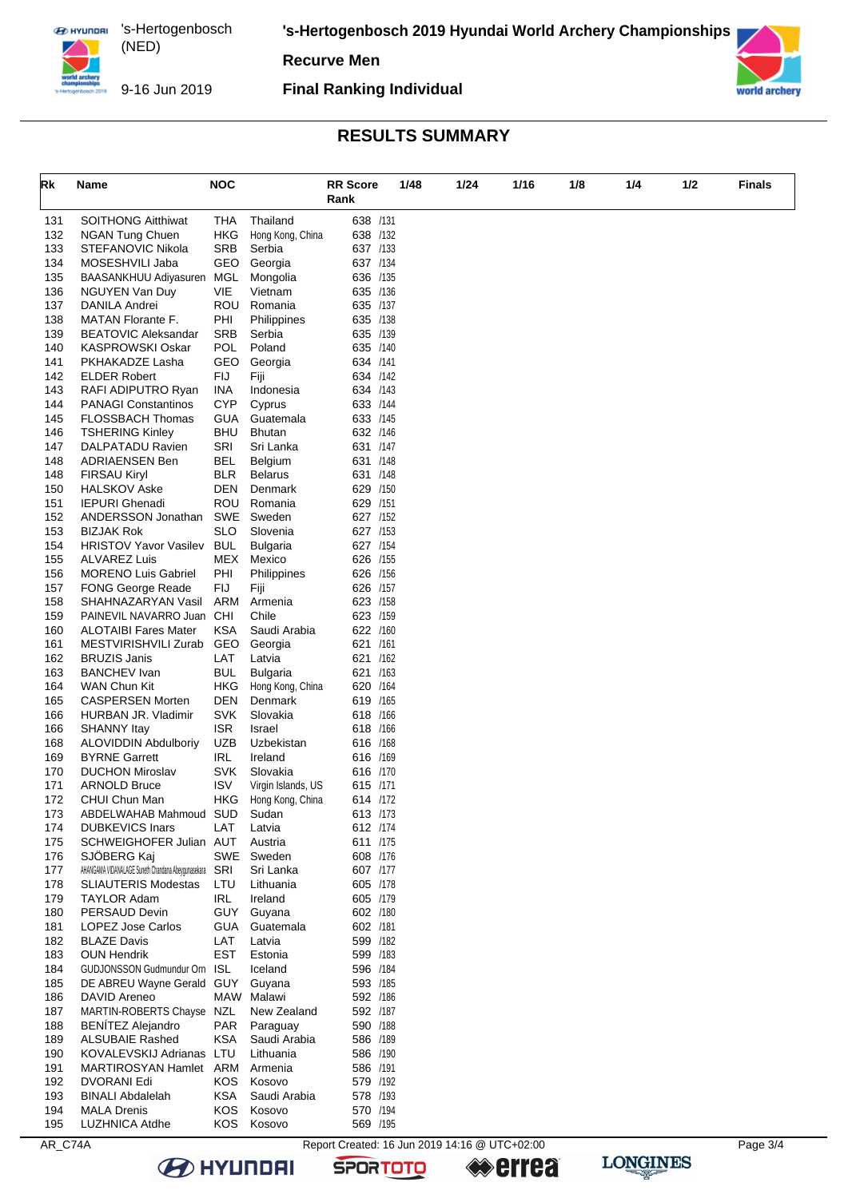## 's-Hertogenbosch 2019 Hyundai World Archery Championships

**Recurve Men**

**Final Ranking Individual**

's-Hertogenbosch (NED)

9-16 Jun 2019

# RESULTS SUMMARY

| Rk | Name | NOC | | RR Score Rank | 1/48 | 1/24 | 1/16 | 1/8 | 1/4 | 1/2 | Finals |
|---|---|---|---|---|---|---|---|---|---|---|---|
| 131 | SOITHONG Aitthiwat | THA | Thailand | 638 /131 | | | | | | | |
| 132 | NGAN Tung Chuen | HKG | Hong Kong, China | 638 /132 | | | | | | | |
| 133 | STEFANOVIC Nikola | SRB | Serbia | 637 /133 | | | | | | | |
| 134 | MOSESHVILI Jaba | GEO | Georgia | 637 /134 | | | | | | | |
| 135 | BAASANKHUU Adiyasuren | MGL | Mongolia | 636 /135 | | | | | | | |
| 136 | NGUYEN Van Duy | VIE | Vietnam | 635 /136 | | | | | | | |
| 137 | DANILA Andrei | ROU | Romania | 635 /137 | | | | | | | |
| 138 | MATAN Florante F. | PHI | Philippines | 635 /138 | | | | | | | |
| 139 | BEATOVIC Aleksandar | SRB | Serbia | 635 /139 | | | | | | | |
| 140 | KASPROWSKI Oskar | POL | Poland | 635 /140 | | | | | | | |
| 141 | PKHAKADZE Lasha | GEO | Georgia | 634 /141 | | | | | | | |
| 142 | ELDER Robert | FIJ | Fiji | 634 /142 | | | | | | | |
| 143 | RAFI ADIPUTRO Ryan | INA | Indonesia | 634 /143 | | | | | | | |
| 144 | PANAGI Constantinos | CYP | Cyprus | 633 /144 | | | | | | | |
| 145 | FLOSSBACH Thomas | GUA | Guatemala | 633 /145 | | | | | | | |
| 146 | TSHERING Kinley | BHU | Bhutan | 632 /146 | | | | | | | |
| 147 | DALPATADU Ravien | SRI | Sri Lanka | 631 /147 | | | | | | | |
| 148 | ADRIAENSEN Ben | BEL | Belgium | 631 /148 | | | | | | | |
| 148 | FIRSAU Kiryl | BLR | Belarus | 631 /148 | | | | | | | |
| 150 | HALSKOV Aske | DEN | Denmark | 629 /150 | | | | | | | |
| 151 | IEPURI Ghenadi | ROU | Romania | 629 /151 | | | | | | | |
| 152 | ANDERSSON Jonathan | SWE | Sweden | 627 /152 | | | | | | | |
| 153 | BIZJAK Rok | SLO | Slovenia | 627 /153 | | | | | | | |
| 154 | HRISTOV Yavor Vasilev | BUL | Bulgaria | 627 /154 | | | | | | | |
| 155 | ALVAREZ Luis | MEX | Mexico | 626 /155 | | | | | | | |
| 156 | MORENO Luis Gabriel | PHI | Philippines | 626 /156 | | | | | | | |
| 157 | FONG George Reade | FIJ | Fiji | 626 /157 | | | | | | | |
| 158 | SHAHNAZARYAN Vasil | ARM | Armenia | 623 /158 | | | | | | | |
| 159 | PAINEVIL NAVARRO Juan | CHI | Chile | 623 /159 | | | | | | | |
| 160 | ALOTAIBI Fares Mater | KSA | Saudi Arabia | 622 /160 | | | | | | | |
| 161 | MESTVIRISHVILI Zurab | GEO | Georgia | 621 /161 | | | | | | | |
| 162 | BRUZIS Janis | LAT | Latvia | 621 /162 | | | | | | | |
| 163 | BANCHEV Ivan | BUL | Bulgaria | 621 /163 | | | | | | | |
| 164 | WAN Chun Kit | HKG | Hong Kong, China | 620 /164 | | | | | | | |
| 165 | CASPERSEN Morten | DEN | Denmark | 619 /165 | | | | | | | |
| 166 | HURBAN JR. Vladimir | SVK | Slovakia | 618 /166 | | | | | | | |
| 166 | SHANNY Itay | ISR | Israel | 618 /166 | | | | | | | |
| 168 | ALOVIDDIN Abdulboriy | UZB | Uzbekistan | 616 /168 | | | | | | | |
| 169 | BYRNE Garrett | IRL | Ireland | 616 /169 | | | | | | | |
| 170 | DUCHON Miroslav | SVK | Slovakia | 616 /170 | | | | | | | |
| 171 | ARNOLD Bruce | ISV | Virgin Islands, US | 615 /171 | | | | | | | |
| 172 | CHUI Chun Man | HKG | Hong Kong, China | 614 /172 | | | | | | | |
| 173 | ABDELWAHAB Mahmoud | SUD | Sudan | 613 /173 | | | | | | | |
| 174 | DUBKEVICS Inars | LAT | Latvia | 612 /174 | | | | | | | |
| 175 | SCHWEIGHOFER Julian | AUT | Austria | 611 /175 | | | | | | | |
| 176 | SJÖBERG Kaj | SWE | Sweden | 608 /176 | | | | | | | |
| 177 | AHANGAMA VIDANALAGE Sureth Chandana Abeygunasekara | SRI | Sri Lanka | 607 /177 | | | | | | | |
| 178 | SLIAUTERIS Modestas | LTU | Lithuania | 605 /178 | | | | | | | |
| 179 | TAYLOR Adam | IRL | Ireland | 605 /179 | | | | | | | |
| 180 | PERSAUD Devin | GUY | Guyana | 602 /180 | | | | | | | |
| 181 | LOPEZ Jose Carlos | GUA | Guatemala | 602 /181 | | | | | | | |
| 182 | BLAZE Davis | LAT | Latvia | 599 /182 | | | | | | | |
| 183 | OUN Hendrik | EST | Estonia | 599 /183 | | | | | | | |
| 184 | GUDJONSSON Gudmundur Orn | ISL | Iceland | 596 /184 | | | | | | | |
| 185 | DE ABREU Wayne Gerald | GUY | Guyana | 593 /185 | | | | | | | |
| 186 | DAVID Areneo | MAW | Malawi | 592 /186 | | | | | | | |
| 187 | MARTIN-ROBERTS Chayse | NZL | New Zealand | 592 /187 | | | | | | | |
| 188 | BENÍTEZ Alejandro | PAR | Paraguay | 590 /188 | | | | | | | |
| 189 | ALSUBAIE Rashed | KSA | Saudi Arabia | 586 /189 | | | | | | | |
| 190 | KOVALEVSKIJ Adrianas | LTU | Lithuania | 586 /190 | | | | | | | |
| 191 | MARTIROSYAN Hamlet | ARM | Armenia | 586 /191 | | | | | | | |
| 192 | DVORANI Edi | KOS | Kosovo | 579 /192 | | | | | | | |
| 193 | BINALI Abdalelah | KSA | Saudi Arabia | 578 /193 | | | | | | | |
| 194 | MALA Drenis | KOS | Kosovo | 570 /194 | | | | | | | |
| 195 | LUZHNICA Atdhe | KOS | Kosovo | 569 /195 | | | | | | | |

AR_C74A Report Created: 16 Jun 2019 14:16 @ UTC+02:00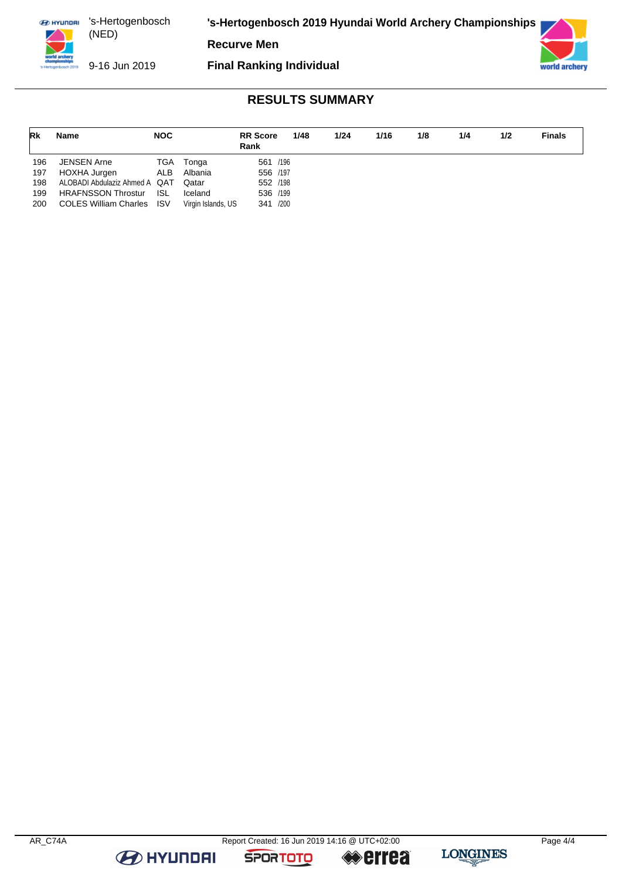## RESULTS SUMMARY

| Rk | Name | NOC | | RR Score Rank | 1/48 | 1/24 | 1/16 | 1/8 | 1/4 | 1/2 | Finals |
|---|---|---|---|---|---|---|---|---|---|---|---|
| 196 | JENSEN Arne | TGA | Tonga | 561 /196 | | | | | | | |
| 197 | HOXHA Jurgen | ALB | Albania | 556 /197 | | | | | | | |
| 198 | ALOBADI Abdulaziz Ahmed A | QAT | Qatar | 552 /198 | | | | | | | |
| 199 | HRAFNSSON Throstur | ISL | Iceland | 536 /199 | | | | | | | |
| 200 | COLES William Charles | ISV | Virgin Islands, US | 341 /200 | | | | | | | |